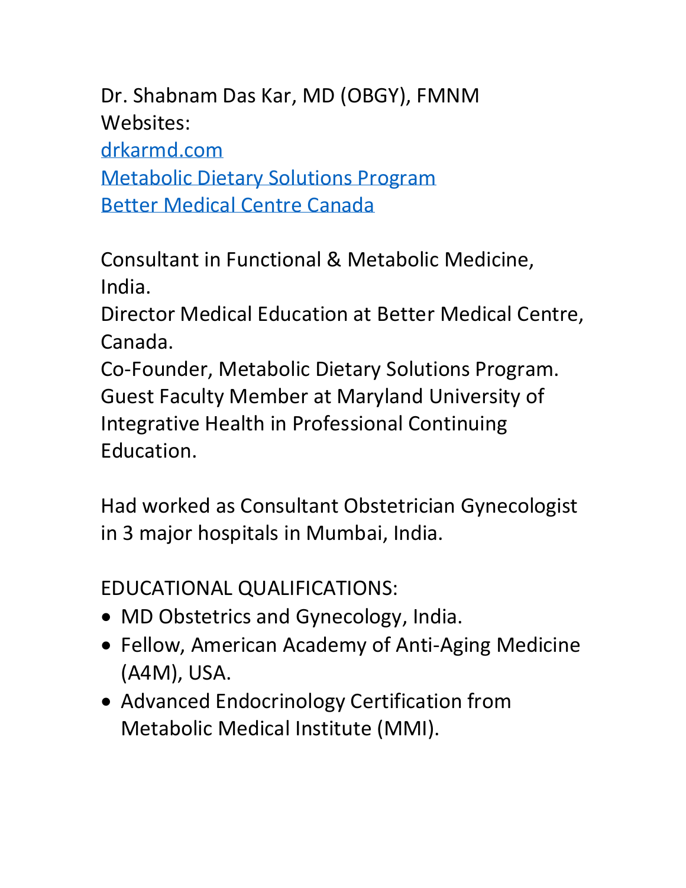Dr. Shabnam Das Kar, MD (OBGY), FMNM
Websites:
drkarmd.com
Metabolic Dietary Solutions Program
Better Medical Centre Canada

Consultant in Functional & Metabolic Medicine, India.
Director Medical Education at Better Medical Centre, Canada.
Co-Founder, Metabolic Dietary Solutions Program.
Guest Faculty Member at Maryland University of Integrative Health in Professional Continuing Education.

Had worked as Consultant Obstetrician Gynecologist in 3 major hospitals in Mumbai, India.

EDUCATIONAL QUALIFICATIONS:

- MD Obstetrics and Gynecology, India.
- Fellow, American Academy of Anti-Aging Medicine (A4M), USA.
- Advanced Endocrinology Certification from Metabolic Medical Institute (MMI).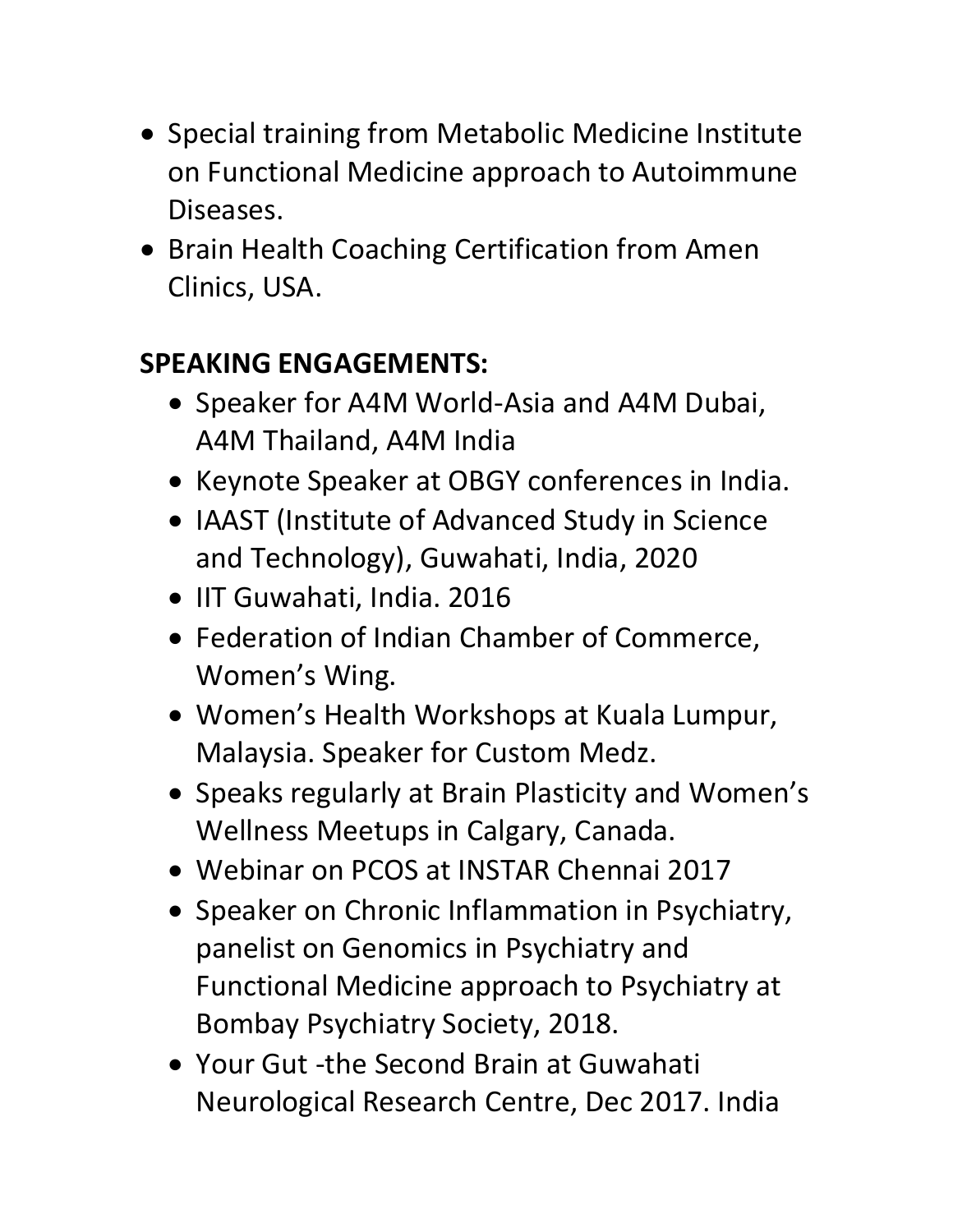- Special training from Metabolic Medicine Institute on Functional Medicine approach to Autoimmune Diseases.
- Brain Health Coaching Certification from Amen Clinics, USA.

**SPEAKING ENGAGEMENTS:**

- Speaker for A4M World-Asia and A4M Dubai, A4M Thailand, A4M India
- Keynote Speaker at OBGY conferences in India.
- IAAST (Institute of Advanced Study in Science and Technology), Guwahati, India, 2020
- IIT Guwahati, India. 2016
- Federation of Indian Chamber of Commerce, Women's Wing.
- Women's Health Workshops at Kuala Lumpur, Malaysia. Speaker for Custom Medz.
- Speaks regularly at Brain Plasticity and Women's Wellness Meetups in Calgary, Canada.
- Webinar on PCOS at INSTAR Chennai 2017
- Speaker on Chronic Inflammation in Psychiatry, panelist on Genomics in Psychiatry and Functional Medicine approach to Psychiatry at Bombay Psychiatry Society, 2018.
- Your Gut -the Second Brain at Guwahati Neurological Research Centre, Dec 2017. India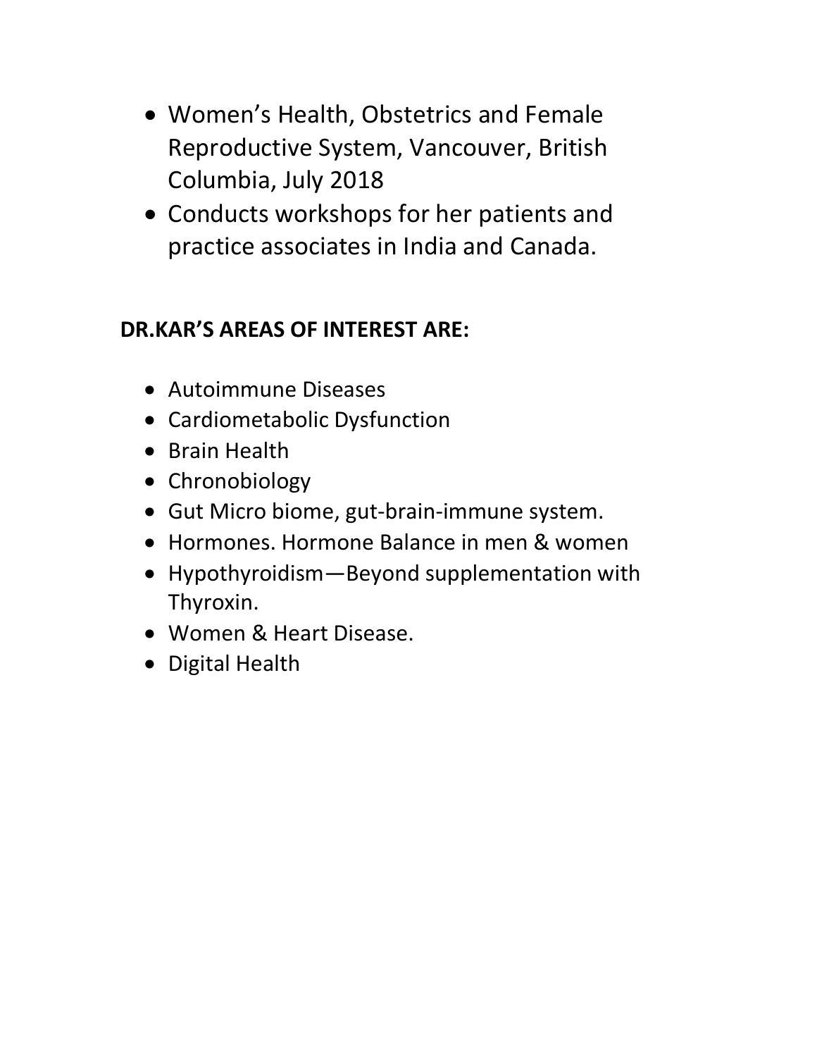- Women's Health, Obstetrics and Female Reproductive System, Vancouver, British Columbia, July 2018
- Conducts workshops for her patients and practice associates in India and Canada.

**DR.KAR'S AREAS OF INTEREST ARE:**

- Autoimmune Diseases
- Cardiometabolic Dysfunction
- Brain Health
- Chronobiology
- Gut Micro biome, gut-brain-immune system.
- Hormones. Hormone Balance in men & women
- Hypothyroidism—Beyond supplementation with Thyroxin.
- Women & Heart Disease.
- Digital Health